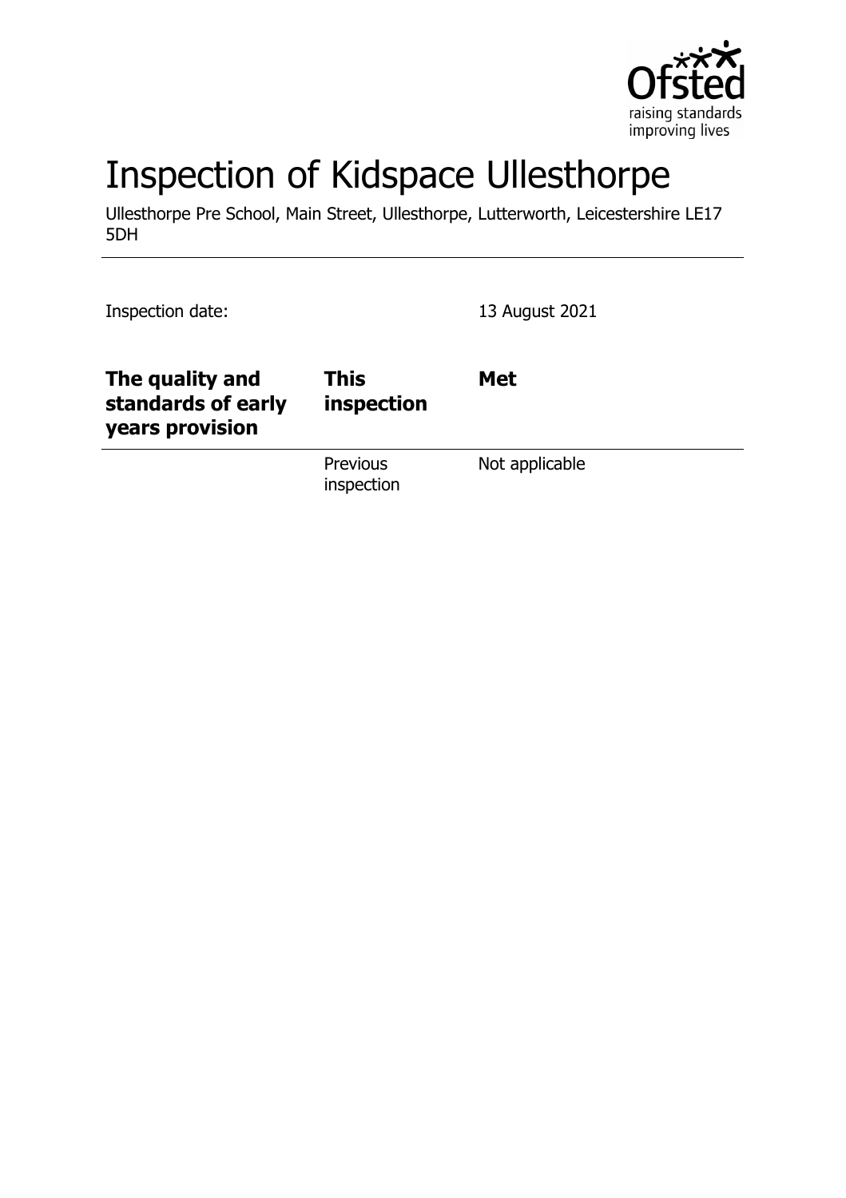# Inspection of Kidspace Ullesthorpe

Ullesthorpe Pre School, Main Street, Ullesthorpe, Lutterworth, Leicestershire LE17 5DH

Inspection date: 13 August 2021

| The quality and standards of early years provision | This inspection | Met |
|---|---|---|
| | Previous inspection | Not applicable |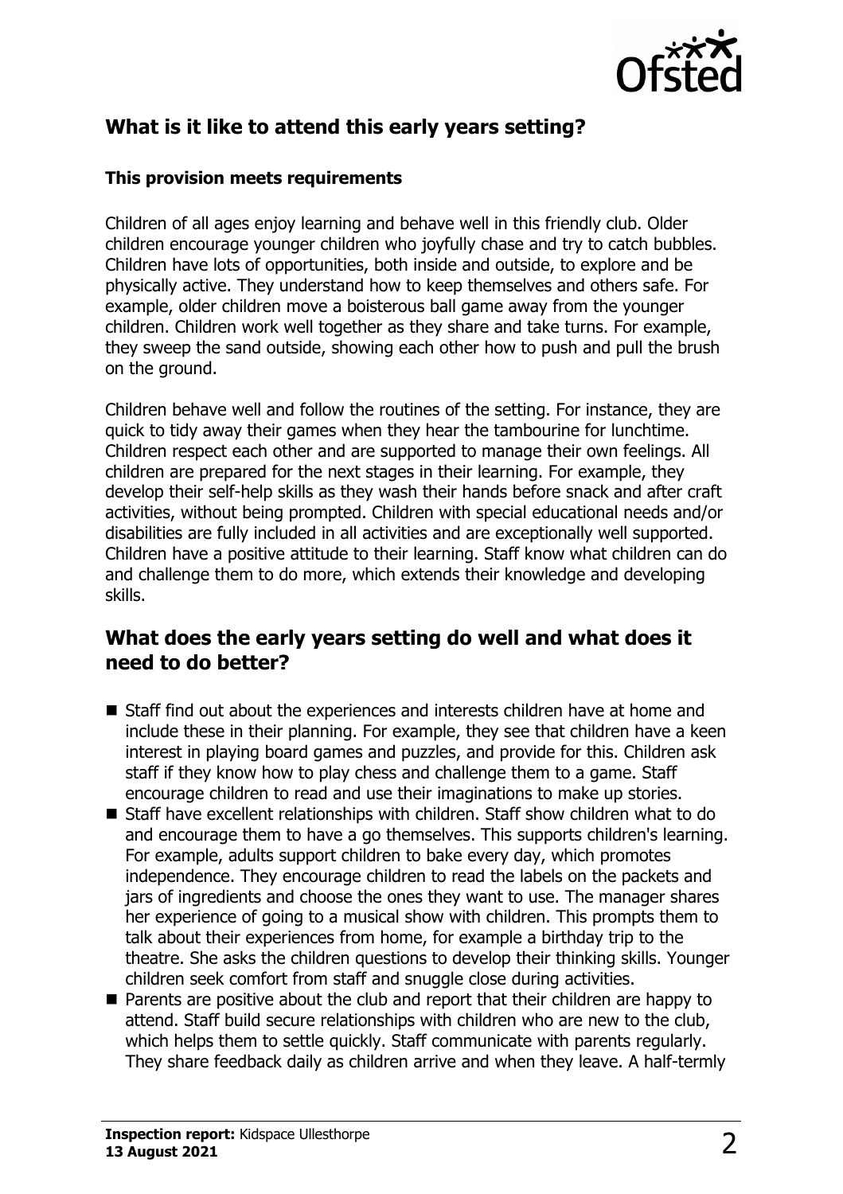## What is it like to attend this early years setting?

### This provision meets requirements

Children of all ages enjoy learning and behave well in this friendly club. Older children encourage younger children who joyfully chase and try to catch bubbles. Children have lots of opportunities, both inside and outside, to explore and be physically active. They understand how to keep themselves and others safe. For example, older children move a boisterous ball game away from the younger children. Children work well together as they share and take turns. For example, they sweep the sand outside, showing each other how to push and pull the brush on the ground.

Children behave well and follow the routines of the setting. For instance, they are quick to tidy away their games when they hear the tambourine for lunchtime. Children respect each other and are supported to manage their own feelings. All children are prepared for the next stages in their learning. For example, they develop their self-help skills as they wash their hands before snack and after craft activities, without being prompted. Children with special educational needs and/or disabilities are fully included in all activities and are exceptionally well supported. Children have a positive attitude to their learning. Staff know what children can do and challenge them to do more, which extends their knowledge and developing skills.

## What does the early years setting do well and what does it need to do better?

- Staff find out about the experiences and interests children have at home and include these in their planning. For example, they see that children have a keen interest in playing board games and puzzles, and provide for this. Children ask staff if they know how to play chess and challenge them to a game. Staff encourage children to read and use their imaginations to make up stories.
- Staff have excellent relationships with children. Staff show children what to do and encourage them to have a go themselves. This supports children's learning. For example, adults support children to bake every day, which promotes independence. They encourage children to read the labels on the packets and jars of ingredients and choose the ones they want to use. The manager shares her experience of going to a musical show with children. This prompts them to talk about their experiences from home, for example a birthday trip to the theatre. She asks the children questions to develop their thinking skills. Younger children seek comfort from staff and snuggle close during activities.
- Parents are positive about the club and report that their children are happy to attend. Staff build secure relationships with children who are new to the club, which helps them to settle quickly. Staff communicate with parents regularly. They share feedback daily as children arrive and when they leave. A half-termly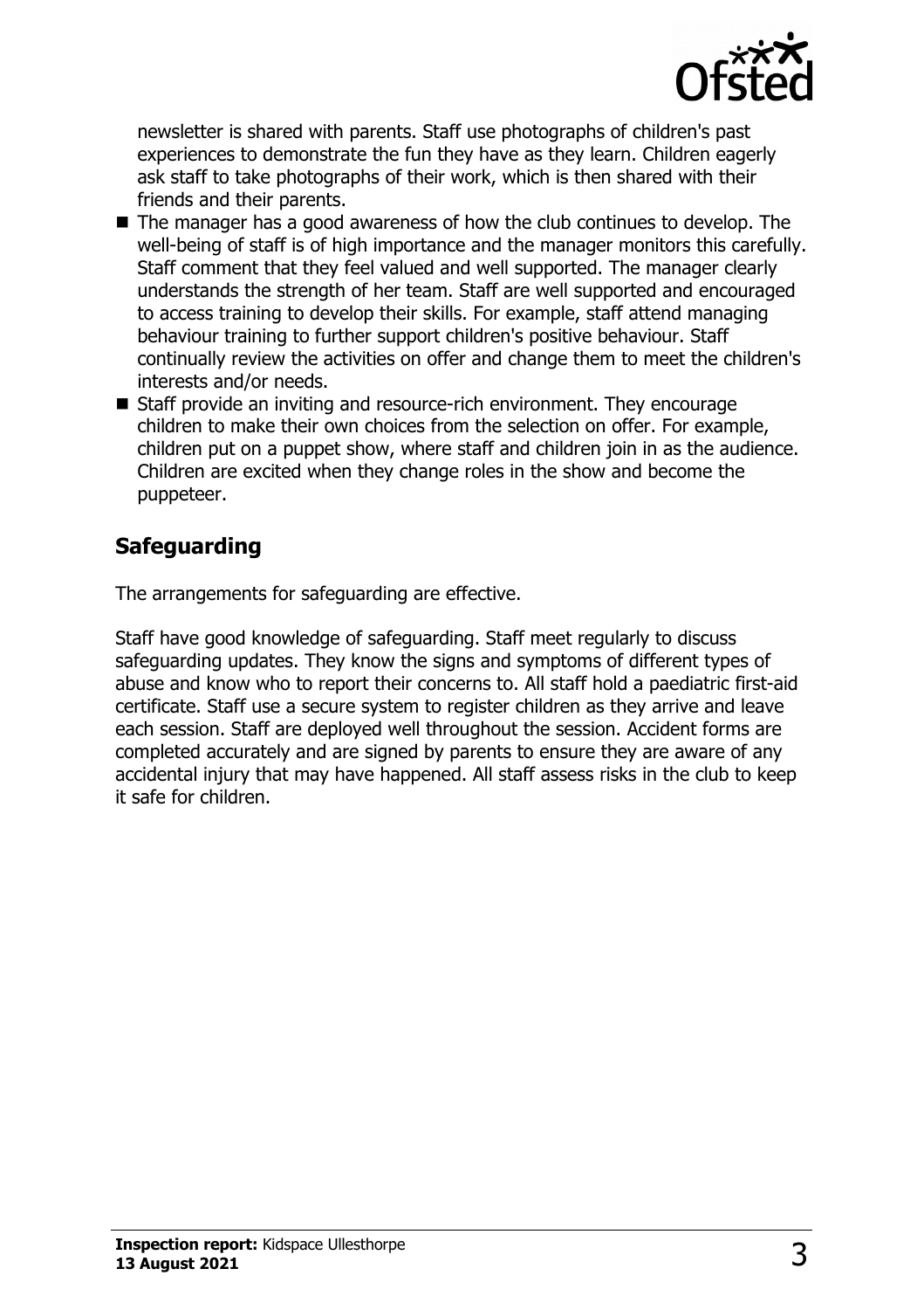newsletter is shared with parents. Staff use photographs of children's past experiences to demonstrate the fun they have as they learn. Children eagerly ask staff to take photographs of their work, which is then shared with their friends and their parents.

- The manager has a good awareness of how the club continues to develop. The well-being of staff is of high importance and the manager monitors this carefully. Staff comment that they feel valued and well supported. The manager clearly understands the strength of her team. Staff are well supported and encouraged to access training to develop their skills. For example, staff attend managing behaviour training to further support children's positive behaviour. Staff continually review the activities on offer and change them to meet the children's interests and/or needs.
- Staff provide an inviting and resource-rich environment. They encourage children to make their own choices from the selection on offer. For example, children put on a puppet show, where staff and children join in as the audience. Children are excited when they change roles in the show and become the puppeteer.

## Safeguarding

The arrangements for safeguarding are effective.

Staff have good knowledge of safeguarding. Staff meet regularly to discuss safeguarding updates. They know the signs and symptoms of different types of abuse and know who to report their concerns to. All staff hold a paediatric first-aid certificate. Staff use a secure system to register children as they arrive and leave each session. Staff are deployed well throughout the session. Accident forms are completed accurately and are signed by parents to ensure they are aware of any accidental injury that may have happened. All staff assess risks in the club to keep it safe for children.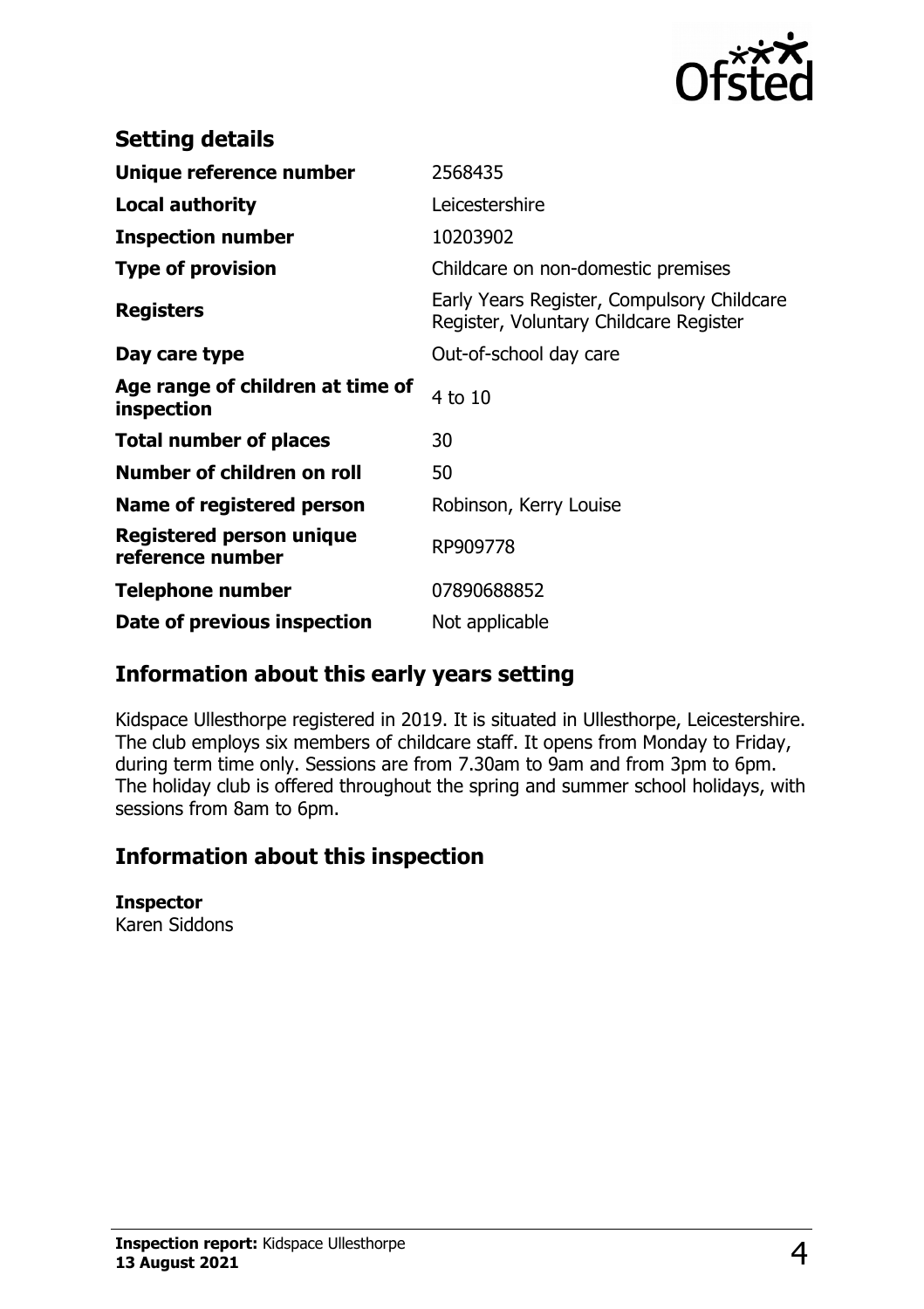## Setting details

| | |
|---|---|
| **Unique reference number** | 2568435 |
| **Local authority** | Leicestershire |
| **Inspection number** | 10203902 |
| **Type of provision** | Childcare on non-domestic premises |
| **Registers** | Early Years Register, Compulsory Childcare Register, Voluntary Childcare Register |
| **Day care type** | Out-of-school day care |
| **Age range of children at time of inspection** | 4 to 10 |
| **Total number of places** | 30 |
| **Number of children on roll** | 50 |
| **Name of registered person** | Robinson, Kerry Louise |
| **Registered person unique reference number** | RP909778 |
| **Telephone number** | 07890688852 |
| **Date of previous inspection** | Not applicable |

## Information about this early years setting

Kidspace Ullesthorpe registered in 2019. It is situated in Ullesthorpe, Leicestershire. The club employs six members of childcare staff. It opens from Monday to Friday, during term time only. Sessions are from 7.30am to 9am and from 3pm to 6pm. The holiday club is offered throughout the spring and summer school holidays, with sessions from 8am to 6pm.

## Information about this inspection

**Inspector**
Karen Siddons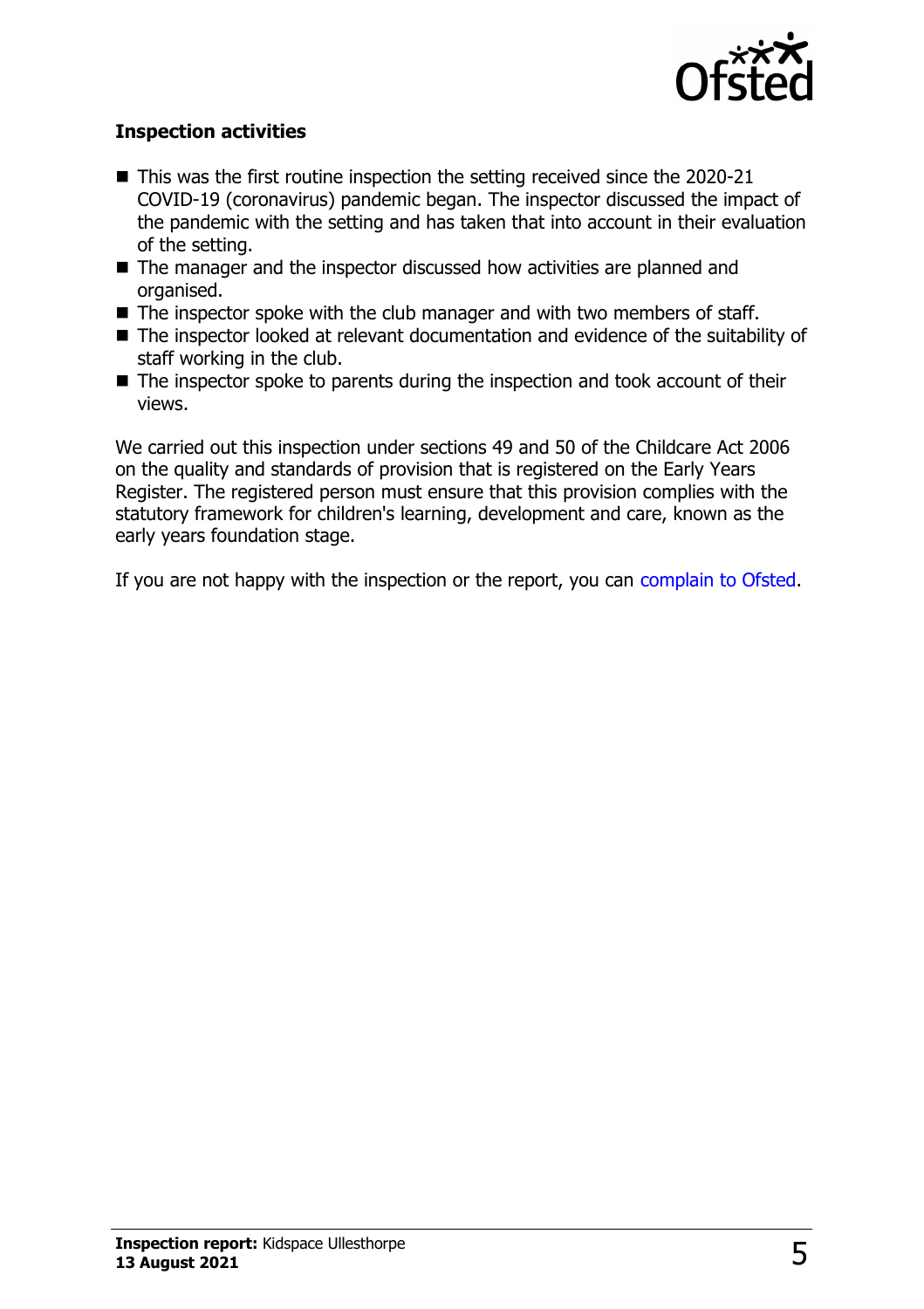### Inspection activities

- This was the first routine inspection the setting received since the 2020-21 COVID-19 (coronavirus) pandemic began. The inspector discussed the impact of the pandemic with the setting and has taken that into account in their evaluation of the setting.
- The manager and the inspector discussed how activities are planned and organised.
- The inspector spoke with the club manager and with two members of staff.
- The inspector looked at relevant documentation and evidence of the suitability of staff working in the club.
- The inspector spoke to parents during the inspection and took account of their views.

We carried out this inspection under sections 49 and 50 of the Childcare Act 2006 on the quality and standards of provision that is registered on the Early Years Register. The registered person must ensure that this provision complies with the statutory framework for children's learning, development and care, known as the early years foundation stage.

If you are not happy with the inspection or the report, you can complain to Ofsted.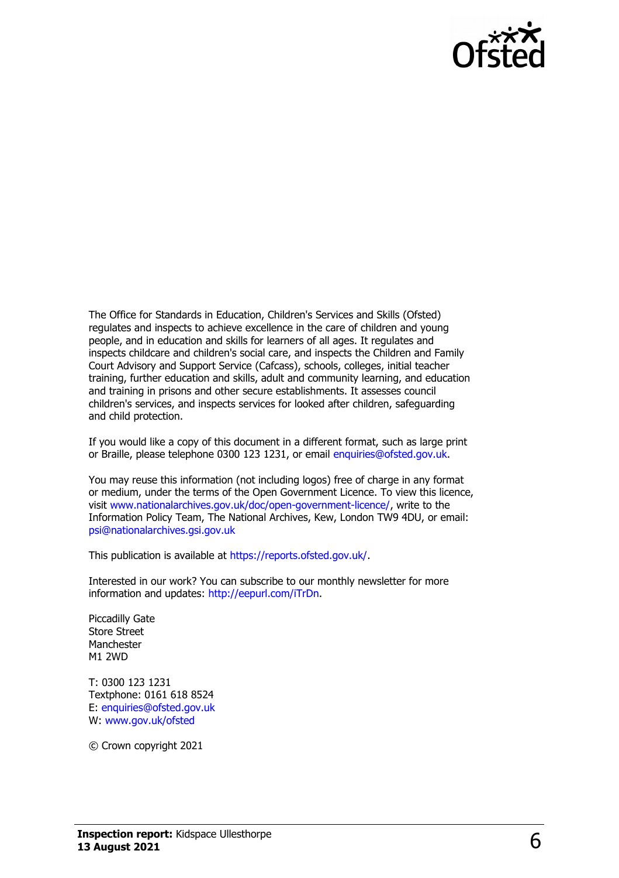The Office for Standards in Education, Children's Services and Skills (Ofsted) regulates and inspects to achieve excellence in the care of children and young people, and in education and skills for learners of all ages. It regulates and inspects childcare and children's social care, and inspects the Children and Family Court Advisory and Support Service (Cafcass), schools, colleges, initial teacher training, further education and skills, adult and community learning, and education and training in prisons and other secure establishments. It assesses council children's services, and inspects services for looked after children, safeguarding and child protection.

If you would like a copy of this document in a different format, such as large print or Braille, please telephone 0300 123 1231, or email enquiries@ofsted.gov.uk.

You may reuse this information (not including logos) free of charge in any format or medium, under the terms of the Open Government Licence. To view this licence, visit www.nationalarchives.gov.uk/doc/open-government-licence/, write to the Information Policy Team, The National Archives, Kew, London TW9 4DU, or email: psi@nationalarchives.gsi.gov.uk

This publication is available at https://reports.ofsted.gov.uk/.

Interested in our work? You can subscribe to our monthly newsletter for more information and updates: http://eepurl.com/iTrDn.

Piccadilly Gate  
Store Street  
Manchester  
M1 2WD

T: 0300 123 1231  
Textphone: 0161 618 8524  
E: enquiries@ofsted.gov.uk  
W: www.gov.uk/ofsted

© Crown copyright 2021